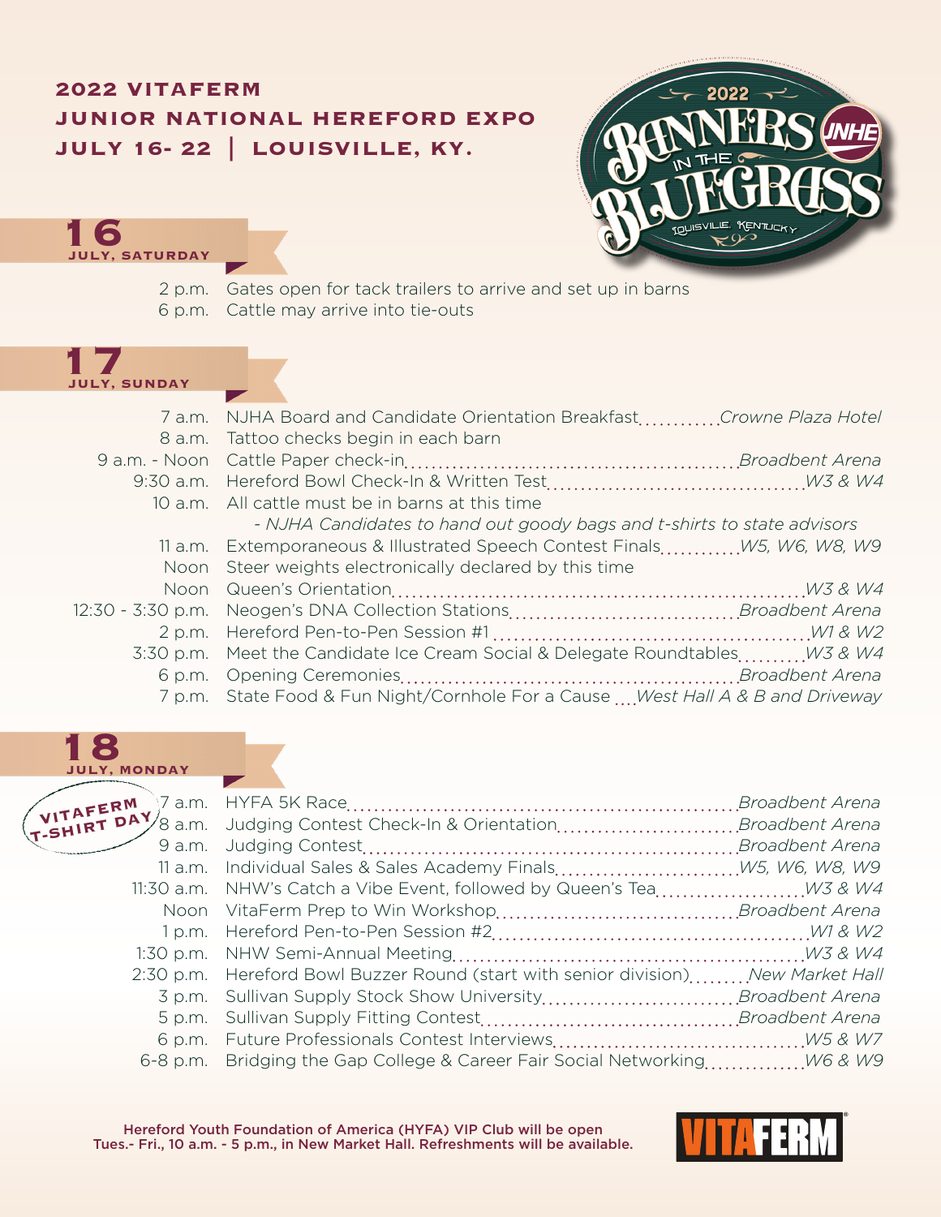# 2022 VITAFERM JUNIOR NATIONAL HEREFORD EXPO

**JULY 16- 22 | LOUISVILLE, KY.**

2022 BANNERS IN THE BLUEGRASS JNHE LOUISVILLE, KENTUCKY

## 16 JULY, SATURDAY

| Time | Event | Location |
|---|---|---|
| 2 p.m. | Gates open for tack trailers to arrive and set up in barns | |
| 6 p.m. | Cattle may arrive into tie-outs | |

## 17 JULY, SUNDAY

| Time | Event | Location |
|---|---|---|
| 7 a.m. | NJHA Board and Candidate Orientation Breakfast | *Crowne Plaza Hotel* |
| 8 a.m. | Tattoo checks begin in each barn | |
| 9 a.m. - Noon | Cattle Paper check-in | *Broadbent Arena* |
| 9:30 a.m. | Hereford Bowl Check-In & Written Test | *W3 & W4* |
| 10 a.m. | All cattle must be in barns at this time<br>*- NJHA Candidates to hand out goody bags and t-shirts to state advisors* | |
| 11 a.m. | Extemporaneous & Illustrated Speech Contest Finals | *W5, W6, W8, W9* |
| Noon | Steer weights electronically declared by this time | |
| Noon | Queen's Orientation | *W3 & W4* |
| 12:30 - 3:30 p.m. | Neogen's DNA Collection Stations | *Broadbent Arena* |
| 2 p.m. | Hereford Pen-to-Pen Session #1 | *W1 & W2* |
| 3:30 p.m. | Meet the Candidate Ice Cream Social & Delegate Roundtables | *W3 & W4* |
| 6 p.m. | Opening Ceremonies | *Broadbent Arena* |
| 7 p.m. | State Food & Fun Night/Cornhole For a Cause | *West Hall A & B and Driveway* |

## 18 JULY, MONDAY

**VITAFERM T-SHIRT DAY**

| Time | Event | Location |
|---|---|---|
| 7 a.m. | HYFA 5K Race | *Broadbent Arena* |
| 8 a.m. | Judging Contest Check-In & Orientation | *Broadbent Arena* |
| 9 a.m. | Judging Contest | *Broadbent Arena* |
| 11 a.m. | Individual Sales & Sales Academy Finals | *W5, W6, W8, W9* |
| 11:30 a.m. | NHW's Catch a Vibe Event, followed by Queen's Tea | *W3 & W4* |
| Noon | VitaFerm Prep to Win Workshop | *Broadbent Arena* |
| 1 p.m. | Hereford Pen-to-Pen Session #2 | *W1 & W2* |
| 1:30 p.m. | NHW Semi-Annual Meeting | *W3 & W4* |
| 2:30 p.m. | Hereford Bowl Buzzer Round (start with senior division) | *New Market Hall* |
| 3 p.m. | Sullivan Supply Stock Show University | *Broadbent Arena* |
| 5 p.m. | Sullivan Supply Fitting Contest | *Broadbent Arena* |
| 6 p.m. | Future Professionals Contest Interviews | *W5 & W7* |
| 6-8 p.m. | Bridging the Gap College & Career Fair Social Networking | *W6 & W9* |

**Hereford Youth Foundation of America (HYFA) VIP Club will be open Tues.- Fri., 10 a.m. - 5 p.m., in New Market Hall. Refreshments will be available.**

VITAFERM®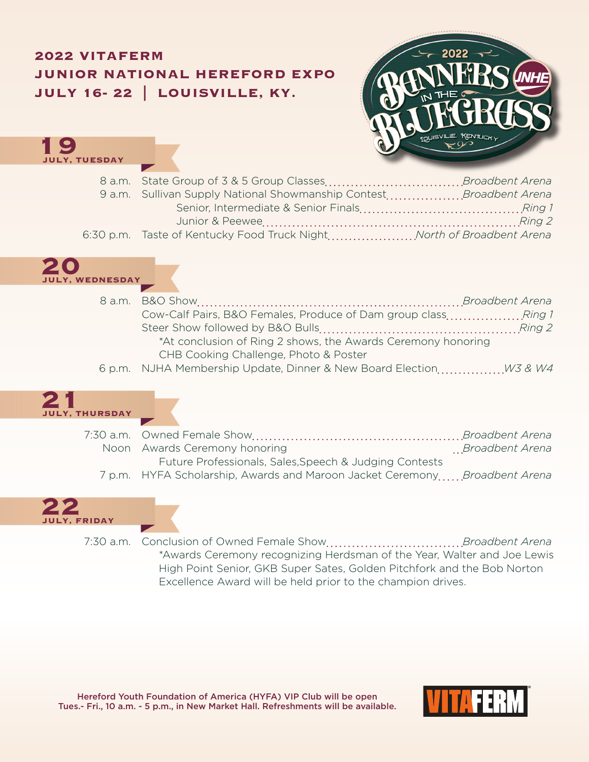# 2022 VITAFERM JUNIOR NATIONAL HEREFORD EXPO

**JULY 16- 22 | LOUISVILLE, KY.**

2022 BANNERS IN THE BLUEGRASS LOUISVILLE, KENTUCKY JNHE

## 19 JULY, TUESDAY

8 a.m. State Group of 3 & 5 Group Classes ........ *Broadbent Arena*

9 a.m. Sullivan Supply National Showmanship Contest ........ *Broadbent Arena*

Senior, Intermediate & Senior Finals ........ *Ring 1*

Junior & Peewee ........ *Ring 2*

6:30 p.m. Taste of Kentucky Food Truck Night ........ *North of Broadbent Arena*

## 20 JULY, WEDNESDAY

8 a.m. B&O Show ........ *Broadbent Arena*

Cow-Calf Pairs, B&O Females, Produce of Dam group class ........ *Ring 1*

Steer Show followed by B&O Bulls ........ *Ring 2*

*At conclusion of Ring 2 shows, the Awards Ceremony honoring CHB Cooking Challenge, Photo & Poster

6 p.m. NJHA Membership Update, Dinner & New Board Election ........ *W3 & W4*

## 21 JULY, THURSDAY

7:30 a.m. Owned Female Show ........ *Broadbent Arena*

Noon Awards Ceremony honoring ........ *Broadbent Arena*

Future Professionals, Sales,Speech & Judging Contests

7 p.m. HYFA Scholarship, Awards and Maroon Jacket Ceremony ........ *Broadbent Arena*

## 22 JULY, FRIDAY

7:30 a.m. Conclusion of Owned Female Show ........ *Broadbent Arena*

*Awards Ceremony recognizing Herdsman of the Year, Walter and Joe Lewis High Point Senior, GKB Super Sates, Golden Pitchfork and the Bob Norton Excellence Award will be held prior to the champion drives.

**Hereford Youth Foundation of America (HYFA) VIP Club will be open Tues.- Fri., 10 a.m. - 5 p.m., in New Market Hall. Refreshments will be available.**

VITAFERM